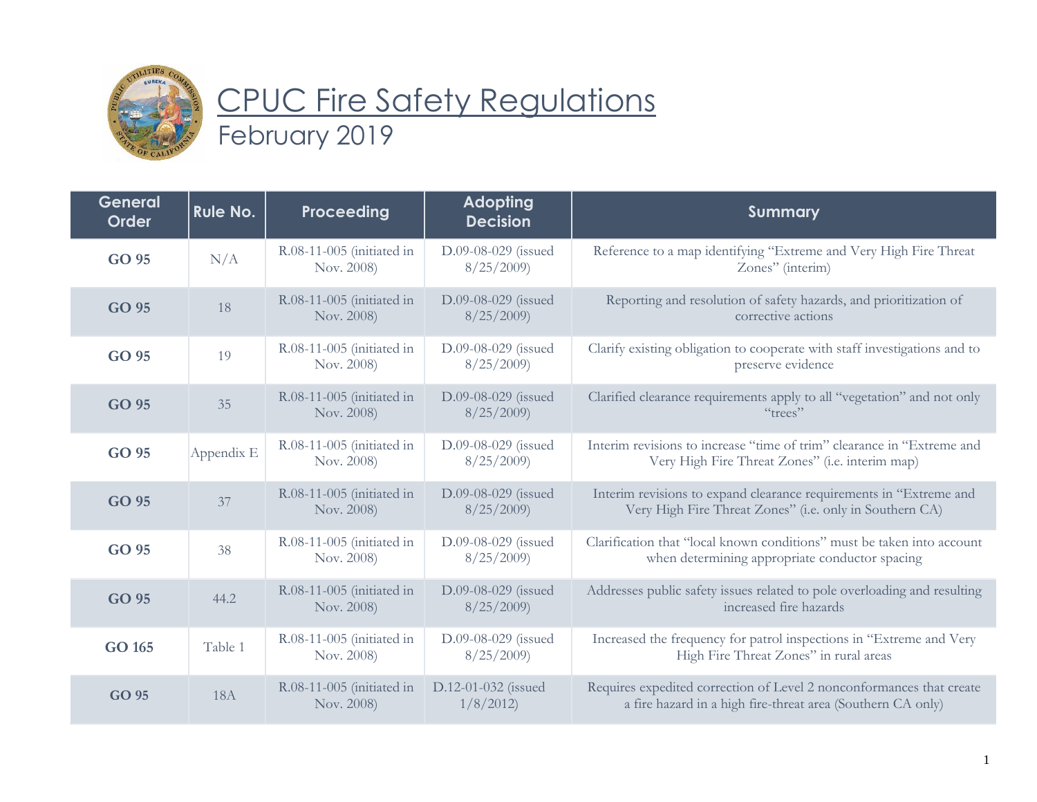# CPUC Fire Safety Regulations

February 2019

| General Order | Rule No. | Proceeding | Adopting Decision | Summary |
|---|---|---|---|---|
| **GO 95** | N/A | R.08-11-005 (initiated in Nov. 2008) | D.09-08-029 (issued 8/25/2009) | Reference to a map identifying "Extreme and Very High Fire Threat Zones" (interim) |
| **GO 95** | 18 | R.08-11-005 (initiated in Nov. 2008) | D.09-08-029 (issued 8/25/2009) | Reporting and resolution of safety hazards, and prioritization of corrective actions |
| **GO 95** | 19 | R.08-11-005 (initiated in Nov. 2008) | D.09-08-029 (issued 8/25/2009) | Clarify existing obligation to cooperate with staff investigations and to preserve evidence |
| **GO 95** | 35 | R.08-11-005 (initiated in Nov. 2008) | D.09-08-029 (issued 8/25/2009) | Clarified clearance requirements apply to all "vegetation" and not only "trees" |
| **GO 95** | Appendix E | R.08-11-005 (initiated in Nov. 2008) | D.09-08-029 (issued 8/25/2009) | Interim revisions to increase "time of trim" clearance in "Extreme and Very High Fire Threat Zones" (i.e. interim map) |
| **GO 95** | 37 | R.08-11-005 (initiated in Nov. 2008) | D.09-08-029 (issued 8/25/2009) | Interim revisions to expand clearance requirements in "Extreme and Very High Fire Threat Zones" (i.e. only in Southern CA) |
| **GO 95** | 38 | R.08-11-005 (initiated in Nov. 2008) | D.09-08-029 (issued 8/25/2009) | Clarification that "local known conditions" must be taken into account when determining appropriate conductor spacing |
| **GO 95** | 44.2 | R.08-11-005 (initiated in Nov. 2008) | D.09-08-029 (issued 8/25/2009) | Addresses public safety issues related to pole overloading and resulting increased fire hazards |
| **GO 165** | Table 1 | R.08-11-005 (initiated in Nov. 2008) | D.09-08-029 (issued 8/25/2009) | Increased the frequency for patrol inspections in "Extreme and Very High Fire Threat Zones" in rural areas |
| **GO 95** | 18A | R.08-11-005 (initiated in Nov. 2008) | D.12-01-032 (issued 1/8/2012) | Requires expedited correction of Level 2 nonconformances that create a fire hazard in a high fire-threat area (Southern CA only) |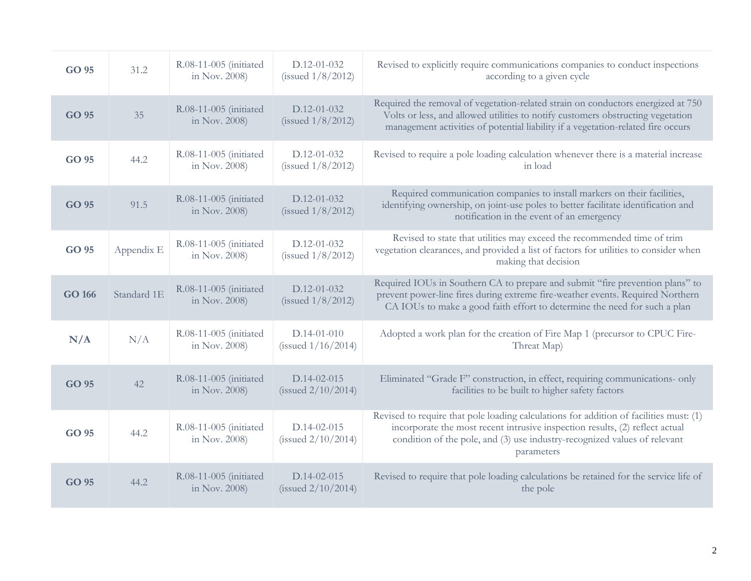| | | | | |
|---|---|---|---|---|
| **GO 95** | 31.2 | R.08-11-005 (initiated in Nov. 2008) | D.12-01-032 (issued 1/8/2012) | Revised to explicitly require communications companies to conduct inspections according to a given cycle |
| **GO 95** | 35 | R.08-11-005 (initiated in Nov. 2008) | D.12-01-032 (issued 1/8/2012) | Required the removal of vegetation-related strain on conductors energized at 750 Volts or less, and allowed utilities to notify customers obstructing vegetation management activities of potential liability if a vegetation-related fire occurs |
| **GO 95** | 44.2 | R.08-11-005 (initiated in Nov. 2008) | D.12-01-032 (issued 1/8/2012) | Revised to require a pole loading calculation whenever there is a material increase in load |
| **GO 95** | 91.5 | R.08-11-005 (initiated in Nov. 2008) | D.12-01-032 (issued 1/8/2012) | Required communication companies to install markers on their facilities, identifying ownership, on joint-use poles to better facilitate identification and notification in the event of an emergency |
| **GO 95** | Appendix E | R.08-11-005 (initiated in Nov. 2008) | D.12-01-032 (issued 1/8/2012) | Revised to state that utilities may exceed the recommended time of trim vegetation clearances, and provided a list of factors for utilities to consider when making that decision |
| **GO 166** | Standard 1E | R.08-11-005 (initiated in Nov. 2008) | D.12-01-032 (issued 1/8/2012) | Required IOUs in Southern CA to prepare and submit "fire prevention plans" to prevent power-line fires during extreme fire-weather events. Required Northern CA IOUs to make a good faith effort to determine the need for such a plan |
| **N/A** | N/A | R.08-11-005 (initiated in Nov. 2008) | D.14-01-010 (issued 1/16/2014) | Adopted a work plan for the creation of Fire Map 1 (precursor to CPUC Fire-Threat Map) |
| **GO 95** | 42 | R.08-11-005 (initiated in Nov. 2008) | D.14-02-015 (issued 2/10/2014) | Eliminated "Grade F" construction, in effect, requiring communications- only facilities to be built to higher safety factors |
| **GO 95** | 44.2 | R.08-11-005 (initiated in Nov. 2008) | D.14-02-015 (issued 2/10/2014) | Revised to require that pole loading calculations for addition of facilities must: (1) incorporate the most recent intrusive inspection results, (2) reflect actual condition of the pole, and (3) use industry-recognized values of relevant parameters |
| **GO 95** | 44.2 | R.08-11-005 (initiated in Nov. 2008) | D.14-02-015 (issued 2/10/2014) | Revised to require that pole loading calculations be retained for the service life of the pole |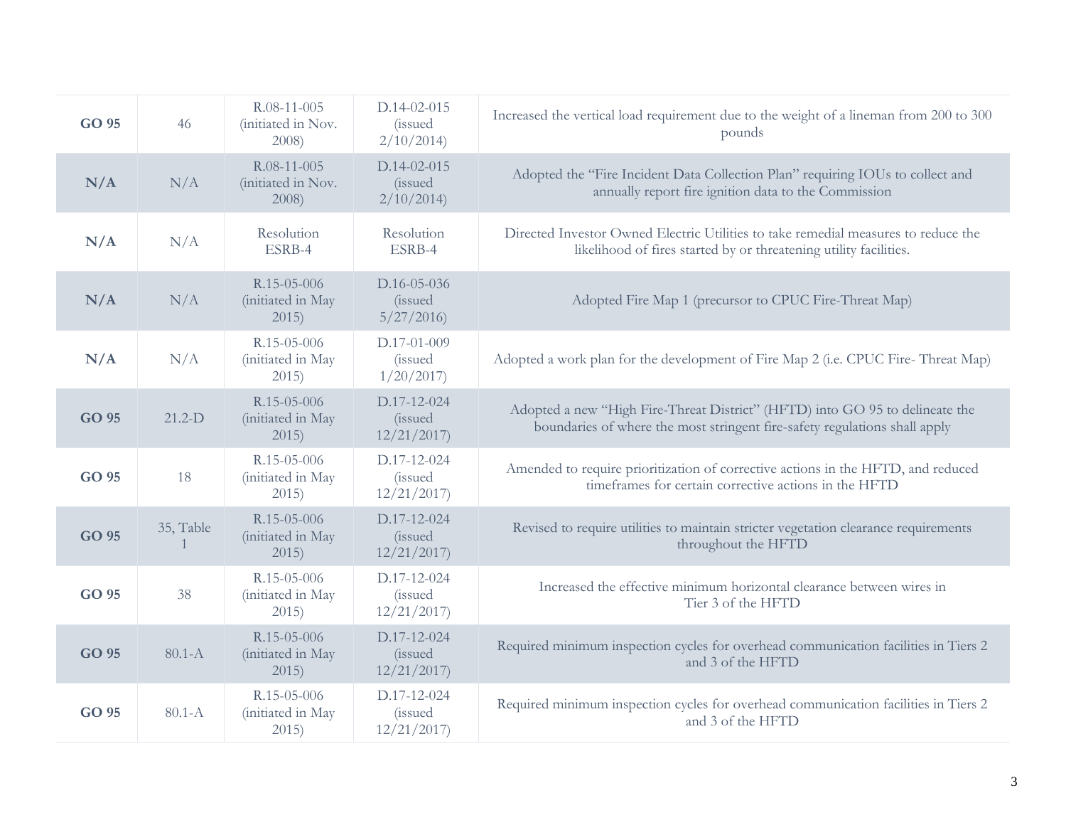| | | | | |
|---|---|---|---|---|
| **GO 95** | 46 | R.08-11-005 (initiated in Nov. 2008) | D.14-02-015 (issued 2/10/2014) | Increased the vertical load requirement due to the weight of a lineman from 200 to 300 pounds |
| **N/A** | N/A | R.08-11-005 (initiated in Nov. 2008) | D.14-02-015 (issued 2/10/2014) | Adopted the "Fire Incident Data Collection Plan" requiring IOUs to collect and annually report fire ignition data to the Commission |
| **N/A** | N/A | Resolution ESRB-4 | Resolution ESRB-4 | Directed Investor Owned Electric Utilities to take remedial measures to reduce the likelihood of fires started by or threatening utility facilities. |
| **N/A** | N/A | R.15-05-006 (initiated in May 2015) | D.16-05-036 (issued 5/27/2016) | Adopted Fire Map 1 (precursor to CPUC Fire-Threat Map) |
| **N/A** | N/A | R.15-05-006 (initiated in May 2015) | D.17-01-009 (issued 1/20/2017) | Adopted a work plan for the development of Fire Map 2 (i.e. CPUC Fire- Threat Map) |
| **GO 95** | 21.2-D | R.15-05-006 (initiated in May 2015) | D.17-12-024 (issued 12/21/2017) | Adopted a new "High Fire-Threat District" (HFTD) into GO 95 to delineate the boundaries of where the most stringent fire-safety regulations shall apply |
| **GO 95** | 18 | R.15-05-006 (initiated in May 2015) | D.17-12-024 (issued 12/21/2017) | Amended to require prioritization of corrective actions in the HFTD, and reduced timeframes for certain corrective actions in the HFTD |
| **GO 95** | 35, Table 1 | R.15-05-006 (initiated in May 2015) | D.17-12-024 (issued 12/21/2017) | Revised to require utilities to maintain stricter vegetation clearance requirements throughout the HFTD |
| **GO 95** | 38 | R.15-05-006 (initiated in May 2015) | D.17-12-024 (issued 12/21/2017) | Increased the effective minimum horizontal clearance between wires in Tier 3 of the HFTD |
| **GO 95** | 80.1-A | R.15-05-006 (initiated in May 2015) | D.17-12-024 (issued 12/21/2017) | Required minimum inspection cycles for overhead communication facilities in Tiers 2 and 3 of the HFTD |
| **GO 95** | 80.1-A | R.15-05-006 (initiated in May 2015) | D.17-12-024 (issued 12/21/2017) | Required minimum inspection cycles for overhead communication facilities in Tiers 2 and 3 of the HFTD |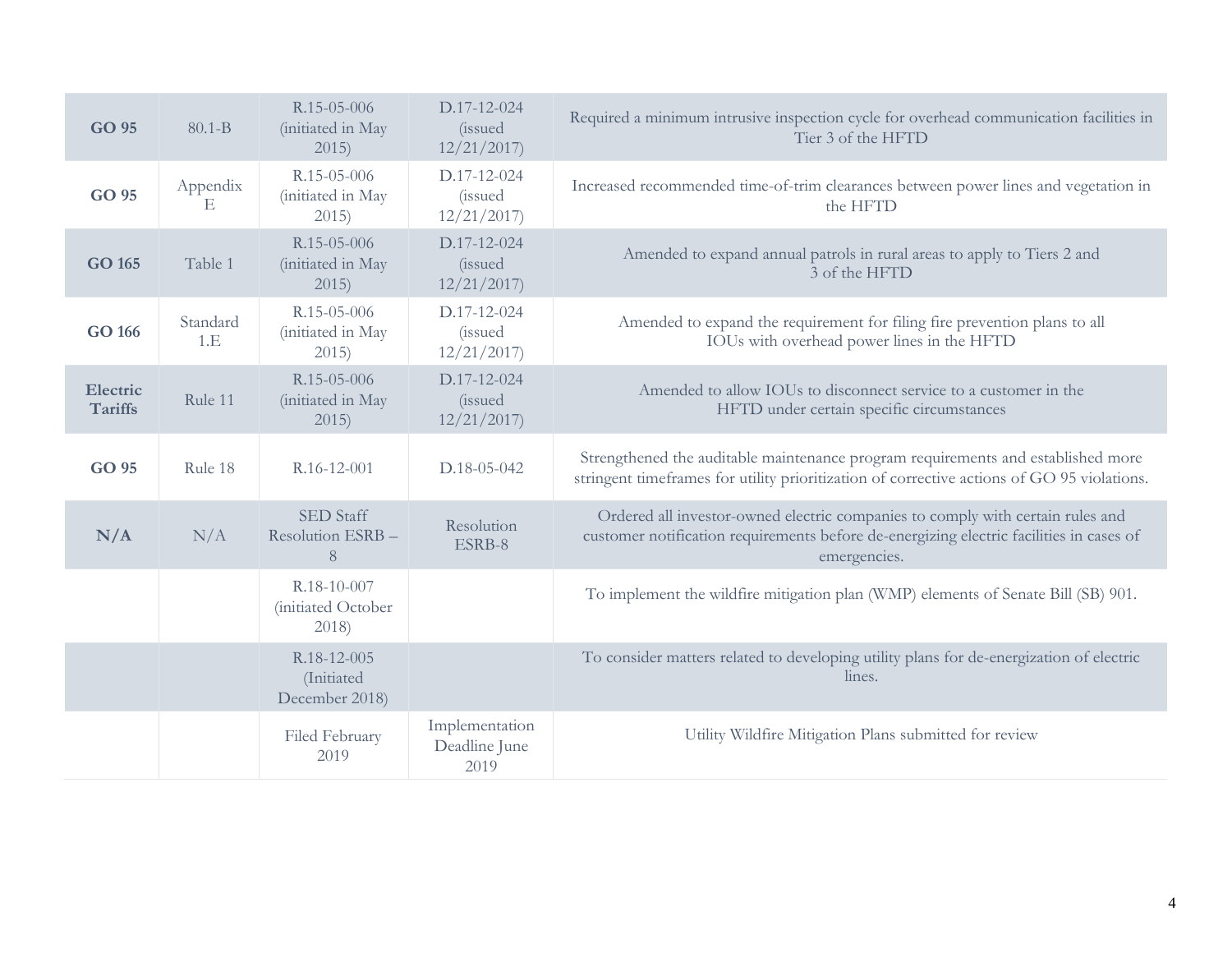| | | | | |
|---|---|---|---|---|
| **GO 95** | 80.1-B | R.15-05-006 (initiated in May 2015) | D.17-12-024 (issued 12/21/2017) | Required a minimum intrusive inspection cycle for overhead communication facilities in Tier 3 of the HFTD |
| **GO 95** | Appendix E | R.15-05-006 (initiated in May 2015) | D.17-12-024 (issued 12/21/2017) | Increased recommended time-of-trim clearances between power lines and vegetation in the HFTD |
| **GO 165** | Table 1 | R.15-05-006 (initiated in May 2015) | D.17-12-024 (issued 12/21/2017) | Amended to expand annual patrols in rural areas to apply to Tiers 2 and 3 of the HFTD |
| **GO 166** | Standard 1.E | R.15-05-006 (initiated in May 2015) | D.17-12-024 (issued 12/21/2017) | Amended to expand the requirement for filing fire prevention plans to all IOUs with overhead power lines in the HFTD |
| **Electric Tariffs** | Rule 11 | R.15-05-006 (initiated in May 2015) | D.17-12-024 (issued 12/21/2017) | Amended to allow IOUs to disconnect service to a customer in the HFTD under certain specific circumstances |
| **GO 95** | Rule 18 | R.16-12-001 | D.18-05-042 | Strengthened the auditable maintenance program requirements and established more stringent timeframes for utility prioritization of corrective actions of GO 95 violations. |
| **N/A** | N/A | SED Staff Resolution ESRB – 8 | Resolution ESRB-8 | Ordered all investor-owned electric companies to comply with certain rules and customer notification requirements before de-energizing electric facilities in cases of emergencies. |
| | | R.18-10-007 (initiated October 2018) | | To implement the wildfire mitigation plan (WMP) elements of Senate Bill (SB) 901. |
| | | R.18-12-005 (Initiated December 2018) | | To consider matters related to developing utility plans for de-energization of electric lines. |
| | | Filed February 2019 | Implementation Deadline June 2019 | Utility Wildfire Mitigation Plans submitted for review |